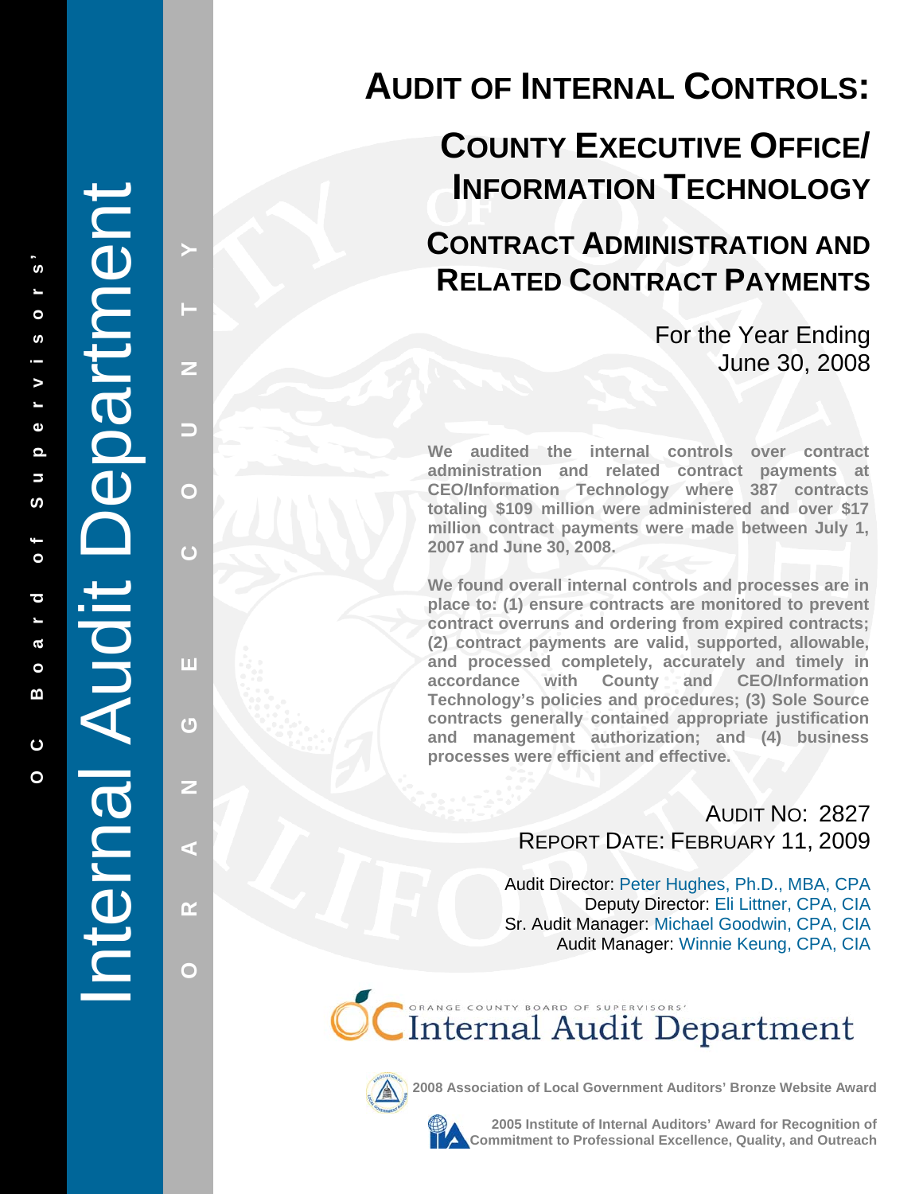# AUDIT OF INTERNAL CONTROLS:

## COUNTY EXECUTIVE OFFICE/ INFORMATION TECHNOLOGY

## CONTRACT ADMINISTRATION AND RELATED CONTRACT PAYMENTS

For the Year Ending
June 30, 2008

**We audited the internal controls over contract administration and related contract payments at CEO/Information Technology where 387 contracts totaling $109 million were administered and over $17 million contract payments were made between July 1, 2007 and June 30, 2008.**

**We found overall internal controls and processes are in place to: (1) ensure contracts are monitored to prevent contract overruns and ordering from expired contracts; (2) contract payments are valid, supported, allowable, and processed completely, accurately and timely in accordance with County and CEO/Information Technology's policies and procedures; (3) Sole Source contracts generally contained appropriate justification and management authorization; and (4) business processes were efficient and effective.**

AUDIT NO: 2827
REPORT DATE: FEBRUARY 11, 2009

Audit Director: Peter Hughes, Ph.D., MBA, CPA
Deputy Director: Eli Littner, CPA, CIA
Sr. Audit Manager: Michael Goodwin, CPA, CIA
Audit Manager: Winnie Keung, CPA, CIA

ORANGE COUNTY BOARD OF SUPERVISORS' Internal Audit Department

2008 Association of Local Government Auditors' Bronze Website Award

2005 Institute of Internal Auditors' Award for Recognition of Commitment to Professional Excellence, Quality, and Outreach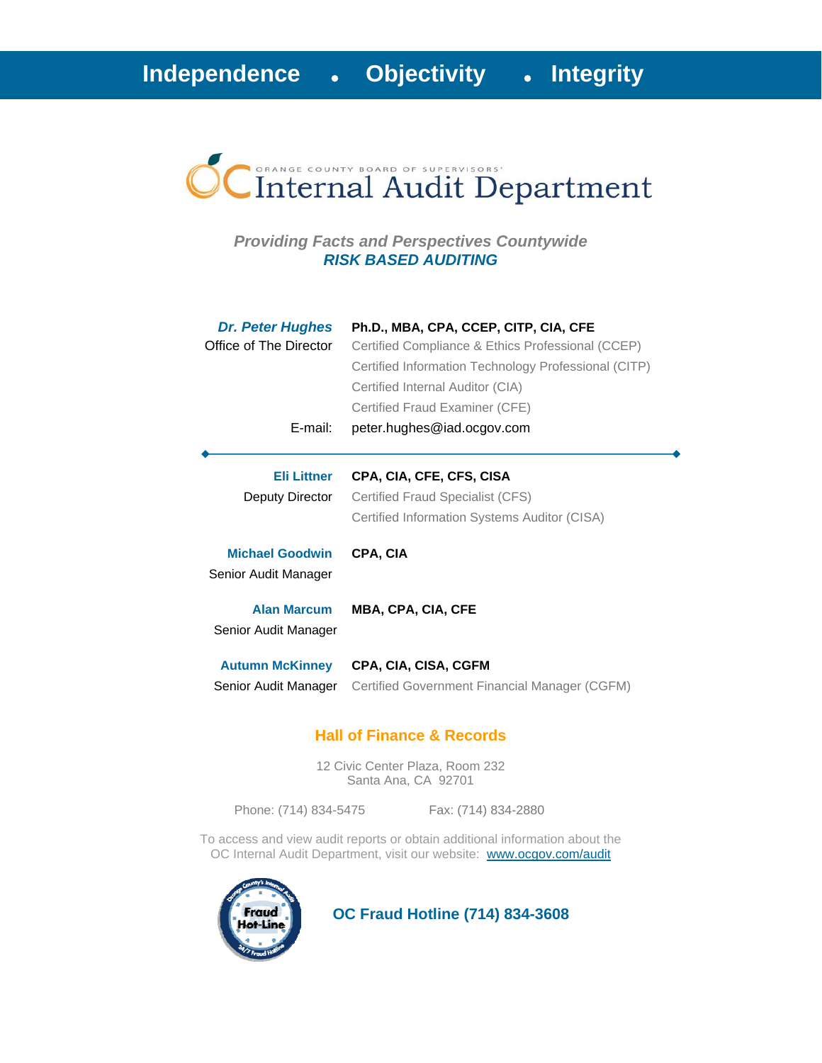**Independence • Objectivity • Integrity**

# ORANGE COUNTY BOARD OF SUPERVISORS' Internal Audit Department

***Providing Facts and Perspectives Countywide***
***RISK BASED AUDITING***

***Dr. Peter Hughes*** — **Ph.D., MBA, CPA, CCEP, CITP, CIA, CFE**
Office of The Director
Certified Compliance & Ethics Professional (CCEP)
Certified Information Technology Professional (CITP)
Certified Internal Auditor (CIA)
Certified Fraud Examiner (CFE)
E-mail: peter.hughes@iad.ocgov.com

---

**Eli Littner** — **CPA, CIA, CFE, CFS, CISA**
Deputy Director
Certified Fraud Specialist (CFS)
Certified Information Systems Auditor (CISA)

**Michael Goodwin** — **CPA, CIA**
Senior Audit Manager

**Alan Marcum** — **MBA, CPA, CIA, CFE**
Senior Audit Manager

**Autumn McKinney** — **CPA, CIA, CISA, CGFM**
Senior Audit Manager
Certified Government Financial Manager (CGFM)

## Hall of Finance & Records

12 Civic Center Plaza, Room 232
Santa Ana, CA 92701

Phone: (714) 834-5475 Fax: (714) 834-2880

To access and view audit reports or obtain additional information about the OC Internal Audit Department, visit our website: www.ocgov.com/audit

Orange County's Internal Audit Fraud Hot-Line 24/7 Fraud Hotline

**OC Fraud Hotline (714) 834-3608**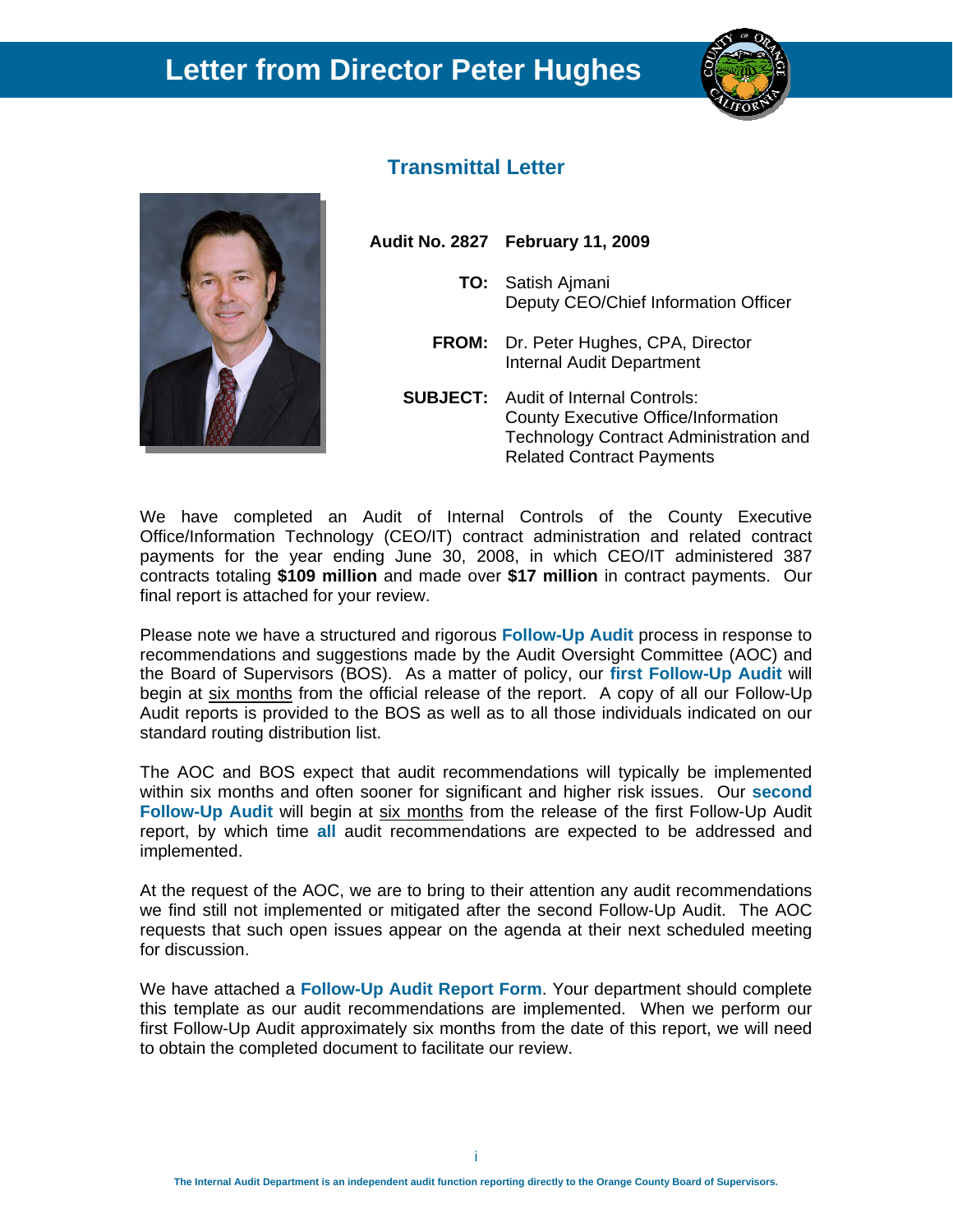# Letter from Director Peter Hughes

## Transmittal Letter

**Audit No. 2827** **February 11, 2009**

**TO:** Satish Ajmani
Deputy CEO/Chief Information Officer

**FROM:** Dr. Peter Hughes, CPA, Director
Internal Audit Department

**SUBJECT:** Audit of Internal Controls:
County Executive Office/Information Technology Contract Administration and Related Contract Payments

We have completed an Audit of Internal Controls of the County Executive Office/Information Technology (CEO/IT) contract administration and related contract payments for the year ending June 30, 2008, in which CEO/IT administered 387 contracts totaling **$109 million** and made over **$17 million** in contract payments. Our final report is attached for your review.

Please note we have a structured and rigorous **Follow-Up Audit** process in response to recommendations and suggestions made by the Audit Oversight Committee (AOC) and the Board of Supervisors (BOS). As a matter of policy, our **first Follow-Up Audit** will begin at six months from the official release of the report. A copy of all our Follow-Up Audit reports is provided to the BOS as well as to all those individuals indicated on our standard routing distribution list.

The AOC and BOS expect that audit recommendations will typically be implemented within six months and often sooner for significant and higher risk issues. Our **second Follow-Up Audit** will begin at six months from the release of the first Follow-Up Audit report, by which time **all** audit recommendations are expected to be addressed and implemented.

At the request of the AOC, we are to bring to their attention any audit recommendations we find still not implemented or mitigated after the second Follow-Up Audit. The AOC requests that such open issues appear on the agenda at their next scheduled meeting for discussion.

We have attached a **Follow-Up Audit Report Form**. Your department should complete this template as our audit recommendations are implemented. When we perform our first Follow-Up Audit approximately six months from the date of this report, we will need to obtain the completed document to facilitate our review.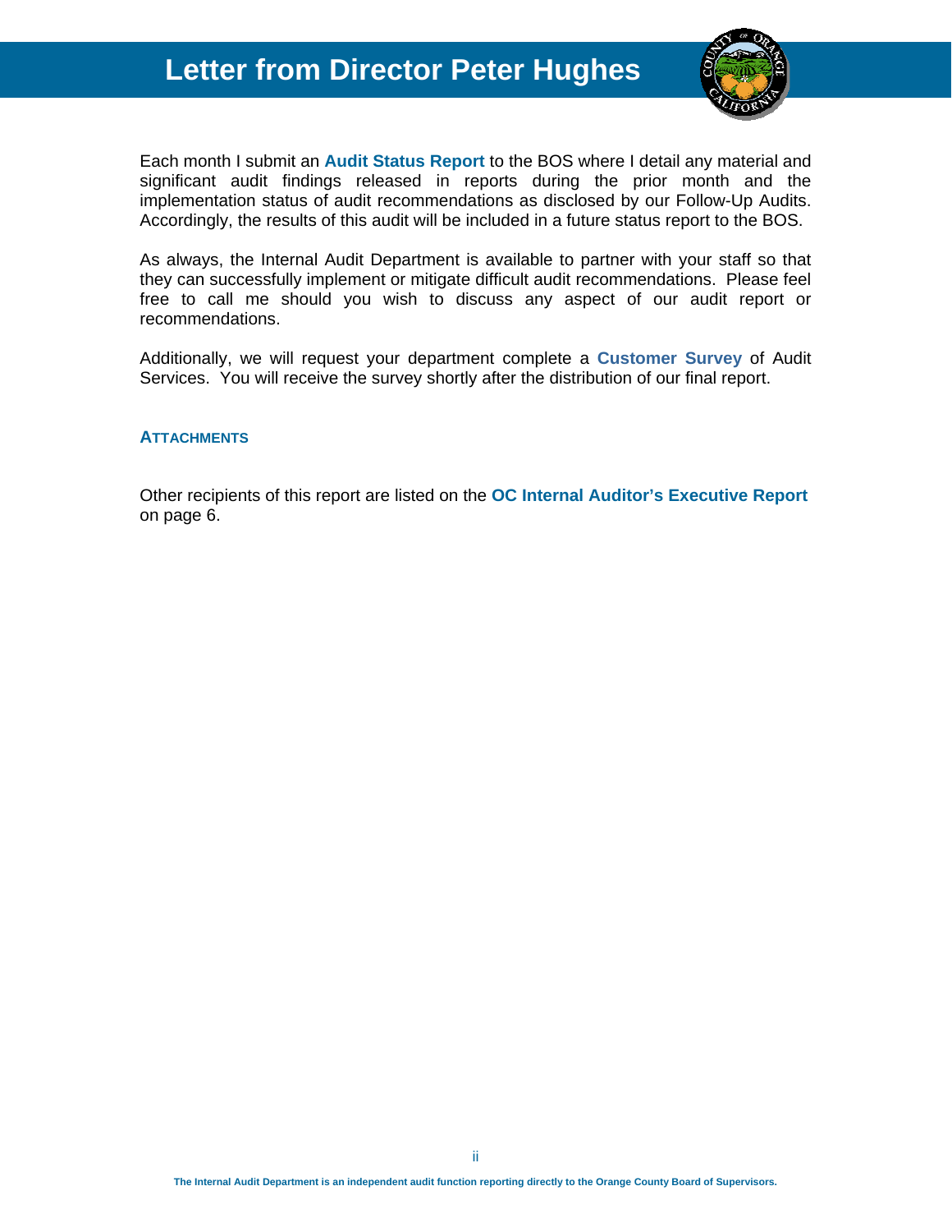# Letter from Director Peter Hughes

Each month I submit an **Audit Status Report** to the BOS where I detail any material and significant audit findings released in reports during the prior month and the implementation status of audit recommendations as disclosed by our Follow-Up Audits. Accordingly, the results of this audit will be included in a future status report to the BOS.

As always, the Internal Audit Department is available to partner with your staff so that they can successfully implement or mitigate difficult audit recommendations. Please feel free to call me should you wish to discuss any aspect of our audit report or recommendations.

Additionally, we will request your department complete a **Customer Survey** of Audit Services. You will receive the survey shortly after the distribution of our final report.

**ATTACHMENTS**

Other recipients of this report are listed on the **OC Internal Auditor's Executive Report** on page 6.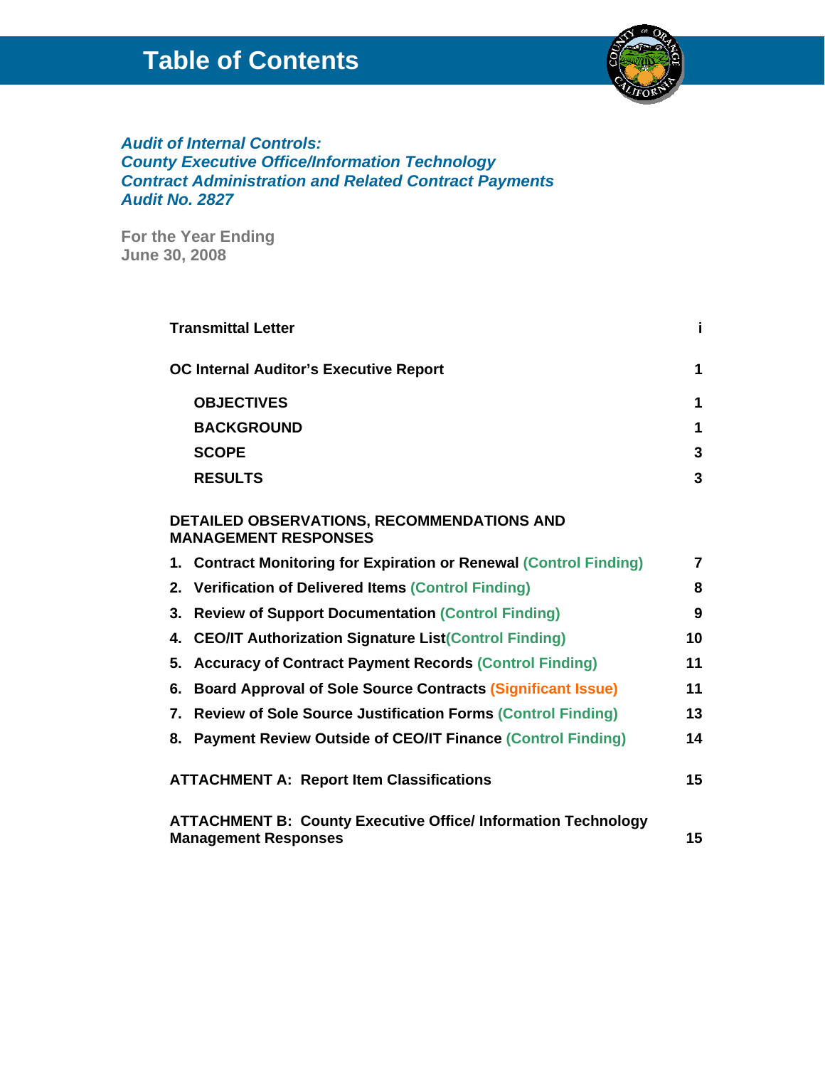# Table of Contents

***Audit of Internal Controls:***
***County Executive Office/Information Technology***
***Contract Administration and Related Contract Payments***
***Audit No. 2827***

**For the Year Ending**
**June 30, 2008**

| | |
|---|---|
| **Transmittal Letter** | **i** |
| **OC Internal Auditor's Executive Report** | **1** |
| **OBJECTIVES** | **1** |
| **BACKGROUND** | **1** |
| **SCOPE** | **3** |
| **RESULTS** | **3** |
| **DETAILED OBSERVATIONS, RECOMMENDATIONS AND MANAGEMENT RESPONSES** | |
| **1. Contract Monitoring for Expiration or Renewal (Control Finding)** | **7** |
| **2. Verification of Delivered Items (Control Finding)** | **8** |
| **3. Review of Support Documentation (Control Finding)** | **9** |
| **4. CEO/IT Authorization Signature List(Control Finding)** | **10** |
| **5. Accuracy of Contract Payment Records (Control Finding)** | **11** |
| **6. Board Approval of Sole Source Contracts (Significant Issue)** | **11** |
| **7. Review of Sole Source Justification Forms (Control Finding)** | **13** |
| **8. Payment Review Outside of CEO/IT Finance (Control Finding)** | **14** |
| **ATTACHMENT A: Report Item Classifications** | **15** |
| **ATTACHMENT B: County Executive Office/ Information Technology Management Responses** | **15** |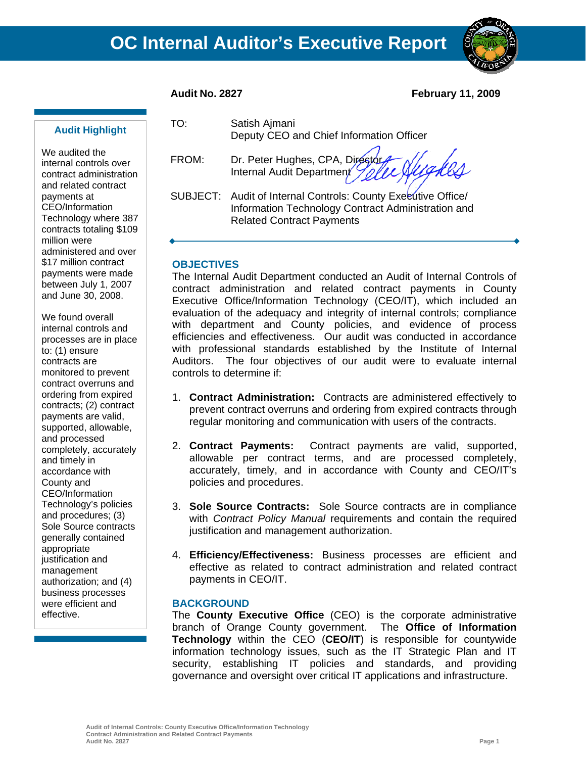# OC Internal Auditor's Executive Report

**Audit No. 2827** **February 11, 2009**

### Audit Highlight

We audited the internal controls over contract administration and related contract payments at CEO/Information Technology where 387 contracts totaling $109 million were administered and over $17 million contract payments were made between July 1, 2007 and June 30, 2008.

We found overall internal controls and processes are in place to: (1) ensure contracts are monitored to prevent contract overruns and ordering from expired contracts; (2) contract payments are valid, supported, allowable, and processed completely, accurately and timely in accordance with County and CEO/Information Technology's policies and procedures; (3) Sole Source contracts generally contained appropriate justification and management authorization; and (4) business processes were efficient and effective.

| | |
|---|---|
| TO: | Satish Ajmani<br>Deputy CEO and Chief Information Officer |
| FROM: | Dr. Peter Hughes, CPA, Director<br>Internal Audit Department |
| SUBJECT: | Audit of Internal Controls: County Executive Office/ Information Technology Contract Administration and Related Contract Payments |

## OBJECTIVES

The Internal Audit Department conducted an Audit of Internal Controls of contract administration and related contract payments in County Executive Office/Information Technology (CEO/IT), which included an evaluation of the adequacy and integrity of internal controls; compliance with department and County policies, and evidence of process efficiencies and effectiveness. Our audit was conducted in accordance with professional standards established by the Institute of Internal Auditors. The four objectives of our audit were to evaluate internal controls to determine if:

1. **Contract Administration:** Contracts are administered effectively to prevent contract overruns and ordering from expired contracts through regular monitoring and communication with users of the contracts.
2. **Contract Payments:** Contract payments are valid, supported, allowable per contract terms, and are processed completely, accurately, timely, and in accordance with County and CEO/IT's policies and procedures.
3. **Sole Source Contracts:** Sole Source contracts are in compliance with *Contract Policy Manual* requirements and contain the required justification and management authorization.
4. **Efficiency/Effectiveness:** Business processes are efficient and effective as related to contract administration and related contract payments in CEO/IT.

## BACKGROUND

The **County Executive Office** (CEO) is the corporate administrative branch of Orange County government. The **Office of Information Technology** within the CEO (**CEO/IT**) is responsible for countywide information technology issues, such as the IT Strategic Plan and IT security, establishing IT policies and standards, and providing governance and oversight over critical IT applications and infrastructure.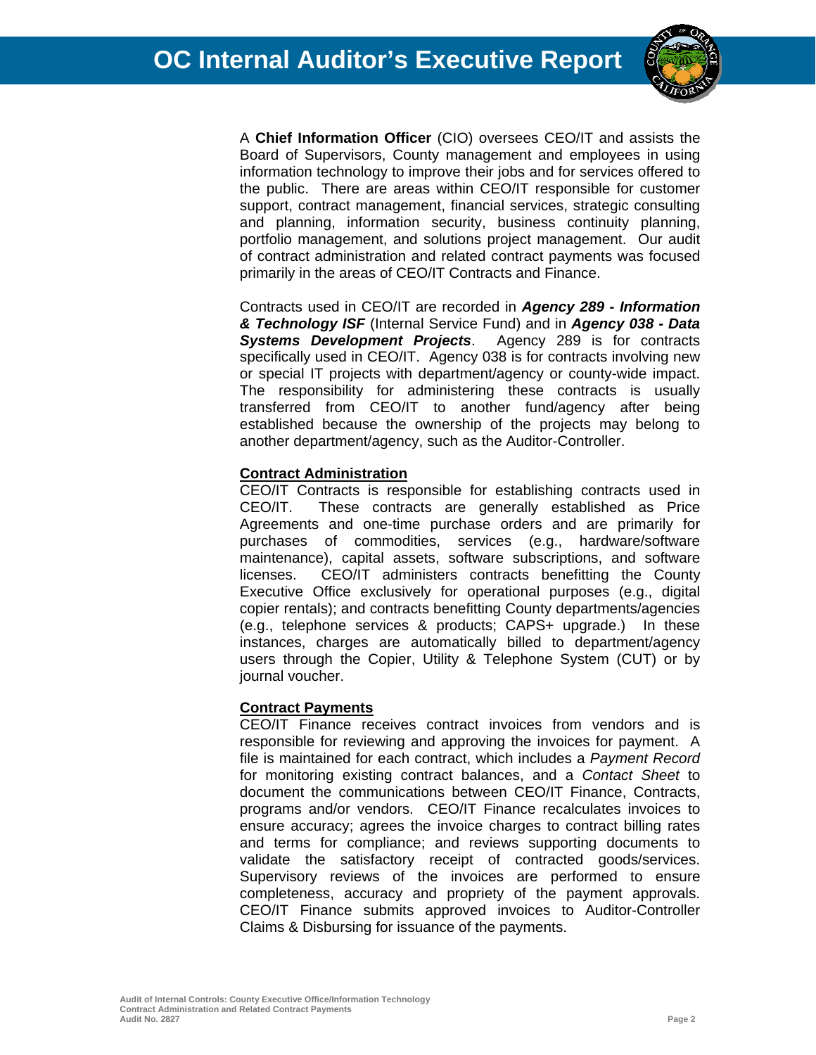A **Chief Information Officer** (CIO) oversees CEO/IT and assists the Board of Supervisors, County management and employees in using information technology to improve their jobs and for services offered to the public. There are areas within CEO/IT responsible for customer support, contract management, financial services, strategic consulting and planning, information security, business continuity planning, portfolio management, and solutions project management. Our audit of contract administration and related contract payments was focused primarily in the areas of CEO/IT Contracts and Finance.

Contracts used in CEO/IT are recorded in ***Agency 289 - Information & Technology ISF*** (Internal Service Fund) and in ***Agency 038 - Data Systems Development Projects***. Agency 289 is for contracts specifically used in CEO/IT. Agency 038 is for contracts involving new or special IT projects with department/agency or county-wide impact. The responsibility for administering these contracts is usually transferred from CEO/IT to another fund/agency after being established because the ownership of the projects may belong to another department/agency, such as the Auditor-Controller.

**Contract Administration**

CEO/IT Contracts is responsible for establishing contracts used in CEO/IT. These contracts are generally established as Price Agreements and one-time purchase orders and are primarily for purchases of commodities, services (e.g., hardware/software maintenance), capital assets, software subscriptions, and software licenses. CEO/IT administers contracts benefitting the County Executive Office exclusively for operational purposes (e.g., digital copier rentals); and contracts benefitting County departments/agencies (e.g., telephone services & products; CAPS+ upgrade.) In these instances, charges are automatically billed to department/agency users through the Copier, Utility & Telephone System (CUT) or by journal voucher.

**Contract Payments**

CEO/IT Finance receives contract invoices from vendors and is responsible for reviewing and approving the invoices for payment. A file is maintained for each contract, which includes a *Payment Record* for monitoring existing contract balances, and a *Contact Sheet* to document the communications between CEO/IT Finance, Contracts, programs and/or vendors. CEO/IT Finance recalculates invoices to ensure accuracy; agrees the invoice charges to contract billing rates and terms for compliance; and reviews supporting documents to validate the satisfactory receipt of contracted goods/services. Supervisory reviews of the invoices are performed to ensure completeness, accuracy and propriety of the payment approvals. CEO/IT Finance submits approved invoices to Auditor-Controller Claims & Disbursing for issuance of the payments.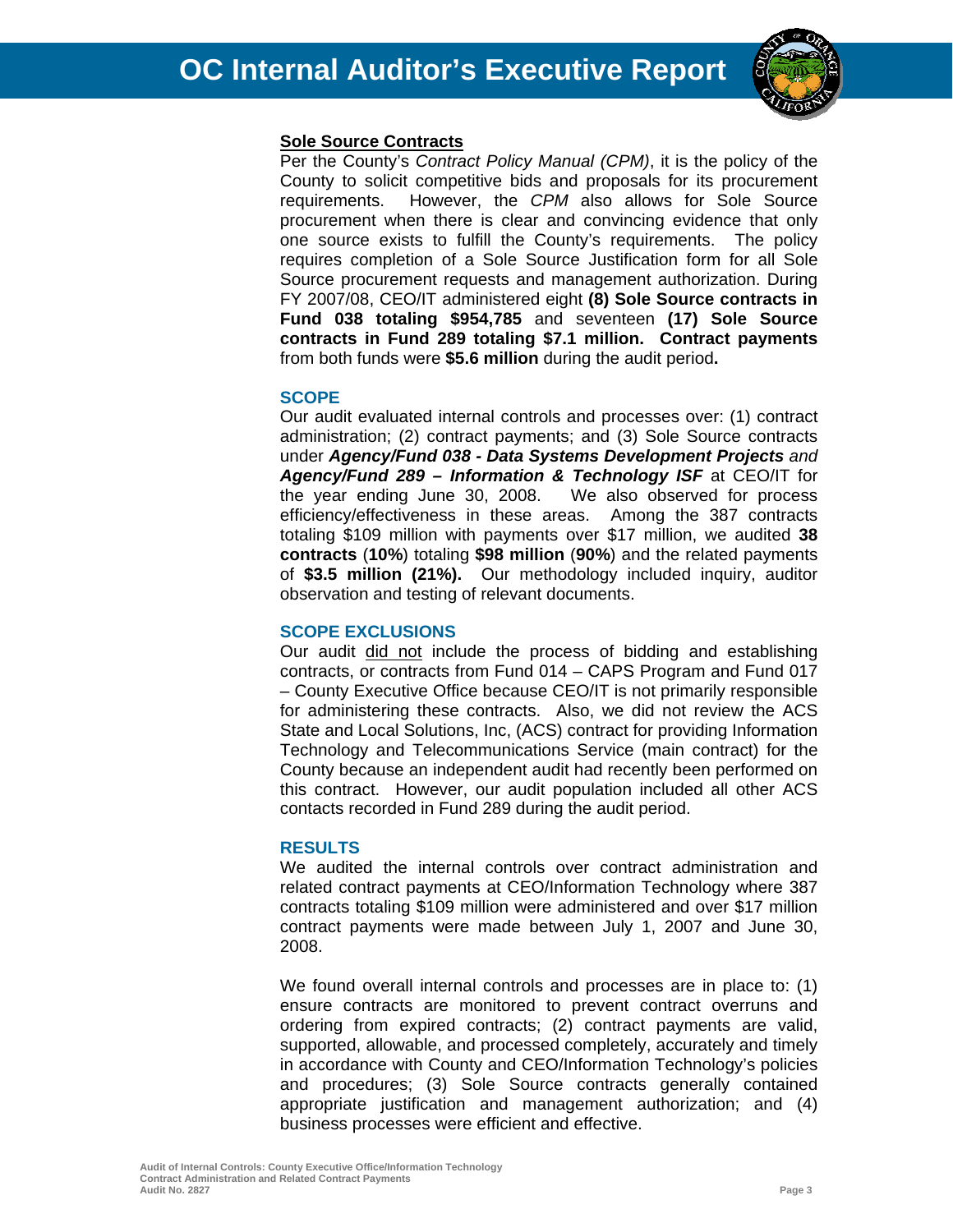### Sole Source Contracts

Per the County's *Contract Policy Manual (CPM)*, it is the policy of the County to solicit competitive bids and proposals for its procurement requirements. However, the *CPM* also allows for Sole Source procurement when there is clear and convincing evidence that only one source exists to fulfill the County's requirements. The policy requires completion of a Sole Source Justification form for all Sole Source procurement requests and management authorization. During FY 2007/08, CEO/IT administered eight **(8) Sole Source contracts in Fund 038 totaling $954,785** and seventeen **(17) Sole Source contracts in Fund 289 totaling $7.1 million. Contract payments** from both funds were **$5.6 million** during the audit period**.**

### SCOPE

Our audit evaluated internal controls and processes over: (1) contract administration; (2) contract payments; and (3) Sole Source contracts under ***Agency/Fund 038 - Data Systems Development Projects*** *and* ***Agency/Fund 289 – Information & Technology ISF*** at CEO/IT for the year ending June 30, 2008. We also observed for process efficiency/effectiveness in these areas. Among the 387 contracts totaling $109 million with payments over $17 million, we audited **38 contracts** (**10%**) totaling **$98 million** (**90%**) and the related payments of **$3.5 million (21%).** Our methodology included inquiry, auditor observation and testing of relevant documents.

### SCOPE EXCLUSIONS

Our audit did not include the process of bidding and establishing contracts, or contracts from Fund 014 – CAPS Program and Fund 017 – County Executive Office because CEO/IT is not primarily responsible for administering these contracts. Also, we did not review the ACS State and Local Solutions, Inc, (ACS) contract for providing Information Technology and Telecommunications Service (main contract) for the County because an independent audit had recently been performed on this contract. However, our audit population included all other ACS contacts recorded in Fund 289 during the audit period.

### RESULTS

We audited the internal controls over contract administration and related contract payments at CEO/Information Technology where 387 contracts totaling $109 million were administered and over $17 million contract payments were made between July 1, 2007 and June 30, 2008.

We found overall internal controls and processes are in place to: (1) ensure contracts are monitored to prevent contract overruns and ordering from expired contracts; (2) contract payments are valid, supported, allowable, and processed completely, accurately and timely in accordance with County and CEO/Information Technology's policies and procedures; (3) Sole Source contracts generally contained appropriate justification and management authorization; and (4) business processes were efficient and effective.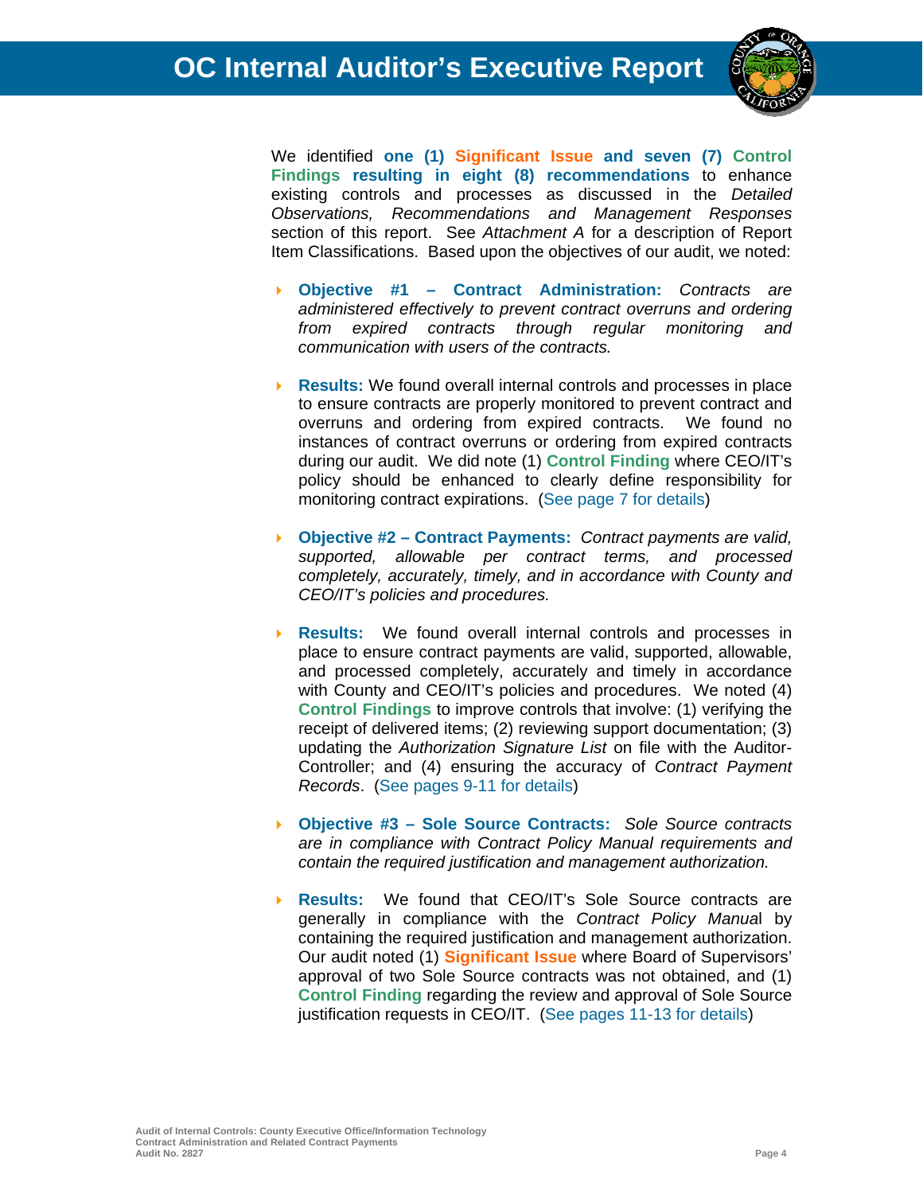We identified **one (1) Significant Issue and seven (7) Control Findings resulting in eight (8) recommendations** to enhance existing controls and processes as discussed in the *Detailed Observations, Recommendations and Management Responses* section of this report. See *Attachment A* for a description of Report Item Classifications. Based upon the objectives of our audit, we noted:

- **Objective #1 – Contract Administration:** *Contracts are administered effectively to prevent contract overruns and ordering from expired contracts through regular monitoring and communication with users of the contracts.*

- **Results:** We found overall internal controls and processes in place to ensure contracts are properly monitored to prevent contract and overruns and ordering from expired contracts. We found no instances of contract overruns or ordering from expired contracts during our audit. We did note (1) **Control Finding** where CEO/IT's policy should be enhanced to clearly define responsibility for monitoring contract expirations. (See page 7 for details)

- **Objective #2 – Contract Payments:** *Contract payments are valid, supported, allowable per contract terms, and processed completely, accurately, timely, and in accordance with County and CEO/IT's policies and procedures.*

- **Results:** We found overall internal controls and processes in place to ensure contract payments are valid, supported, allowable, and processed completely, accurately and timely in accordance with County and CEO/IT's policies and procedures. We noted (4) **Control Findings** to improve controls that involve: (1) verifying the receipt of delivered items; (2) reviewing support documentation; (3) updating the *Authorization Signature List* on file with the Auditor-Controller; and (4) ensuring the accuracy of *Contract Payment Records*. (See pages 9-11 for details)

- **Objective #3 – Sole Source Contracts:** *Sole Source contracts are in compliance with Contract Policy Manual requirements and contain the required justification and management authorization.*

- **Results:** We found that CEO/IT's Sole Source contracts are generally in compliance with the *Contract Policy Manual* by containing the required justification and management authorization. Our audit noted (1) **Significant Issue** where Board of Supervisors' approval of two Sole Source contracts was not obtained, and (1) **Control Finding** regarding the review and approval of Sole Source justification requests in CEO/IT. (See pages 11-13 for details)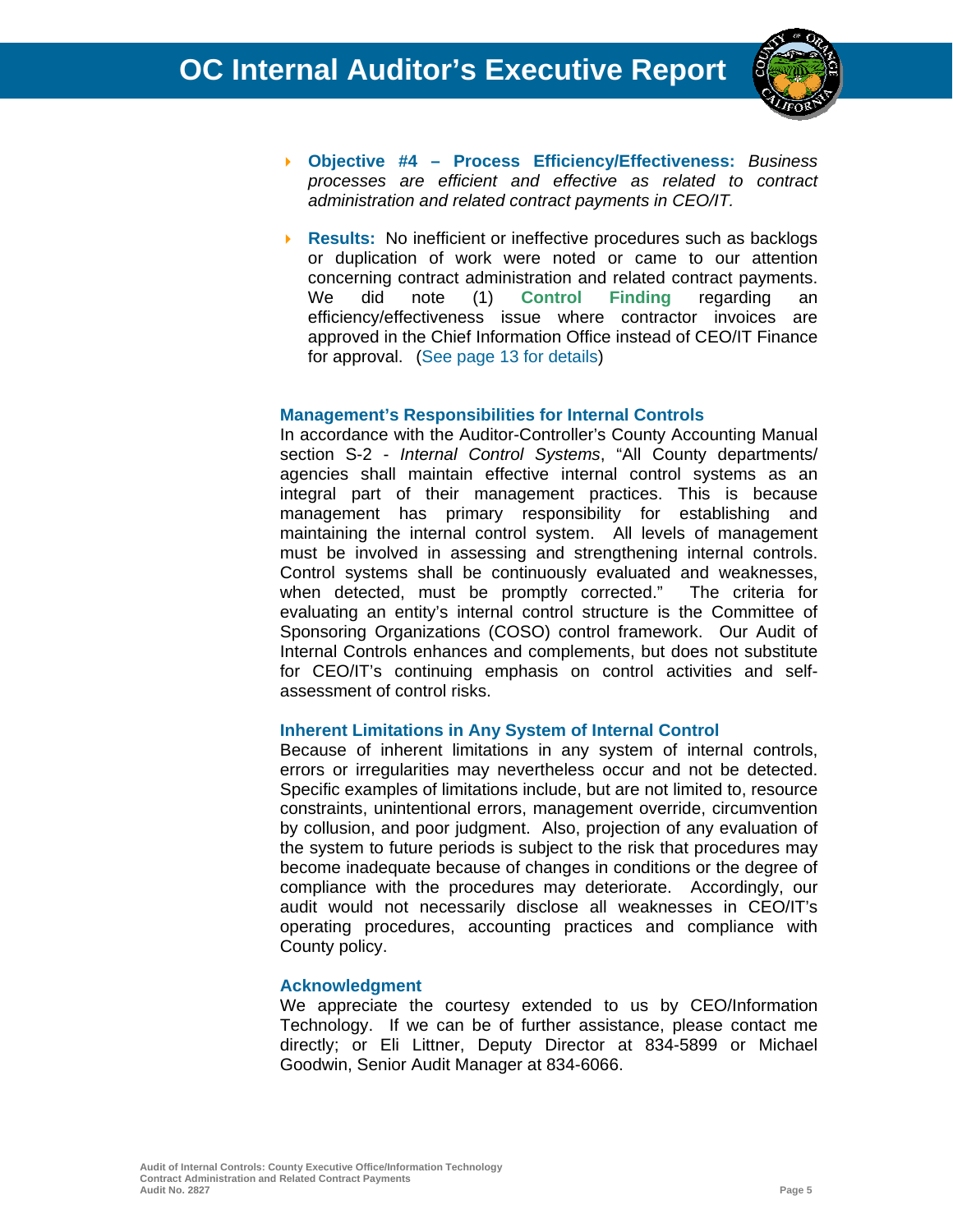- **Objective #4 – Process Efficiency/Effectiveness:** *Business processes are efficient and effective as related to contract administration and related contract payments in CEO/IT.*

- **Results:** No inefficient or ineffective procedures such as backlogs or duplication of work were noted or came to our attention concerning contract administration and related contract payments. We did note (1) **Control Finding** regarding an efficiency/effectiveness issue where contractor invoices are approved in the Chief Information Office instead of CEO/IT Finance for approval. (See page 13 for details)

### Management's Responsibilities for Internal Controls

In accordance with the Auditor-Controller's County Accounting Manual section S-2 - *Internal Control Systems*, "All County departments/ agencies shall maintain effective internal control systems as an integral part of their management practices. This is because management has primary responsibility for establishing and maintaining the internal control system. All levels of management must be involved in assessing and strengthening internal controls. Control systems shall be continuously evaluated and weaknesses, when detected, must be promptly corrected." The criteria for evaluating an entity's internal control structure is the Committee of Sponsoring Organizations (COSO) control framework. Our Audit of Internal Controls enhances and complements, but does not substitute for CEO/IT's continuing emphasis on control activities and self-assessment of control risks.

### Inherent Limitations in Any System of Internal Control

Because of inherent limitations in any system of internal controls, errors or irregularities may nevertheless occur and not be detected. Specific examples of limitations include, but are not limited to, resource constraints, unintentional errors, management override, circumvention by collusion, and poor judgment. Also, projection of any evaluation of the system to future periods is subject to the risk that procedures may become inadequate because of changes in conditions or the degree of compliance with the procedures may deteriorate. Accordingly, our audit would not necessarily disclose all weaknesses in CEO/IT's operating procedures, accounting practices and compliance with County policy.

### Acknowledgment

We appreciate the courtesy extended to us by CEO/Information Technology. If we can be of further assistance, please contact me directly; or Eli Littner, Deputy Director at 834-5899 or Michael Goodwin, Senior Audit Manager at 834-6066.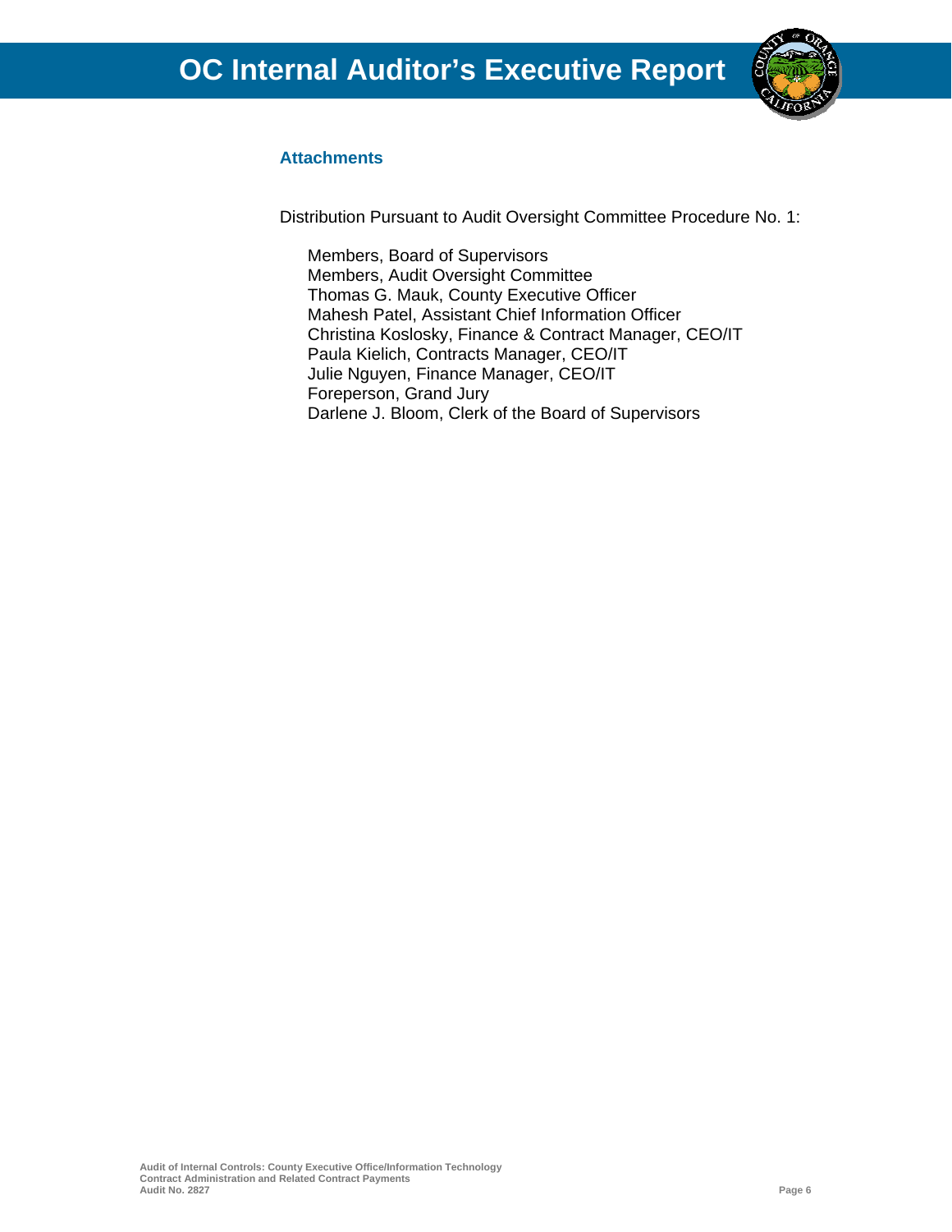### Attachments

Distribution Pursuant to Audit Oversight Committee Procedure No. 1:

Members, Board of Supervisors
Members, Audit Oversight Committee
Thomas G. Mauk, County Executive Officer
Mahesh Patel, Assistant Chief Information Officer
Christina Koslosky, Finance & Contract Manager, CEO/IT
Paula Kielich, Contracts Manager, CEO/IT
Julie Nguyen, Finance Manager, CEO/IT
Foreperson, Grand Jury
Darlene J. Bloom, Clerk of the Board of Supervisors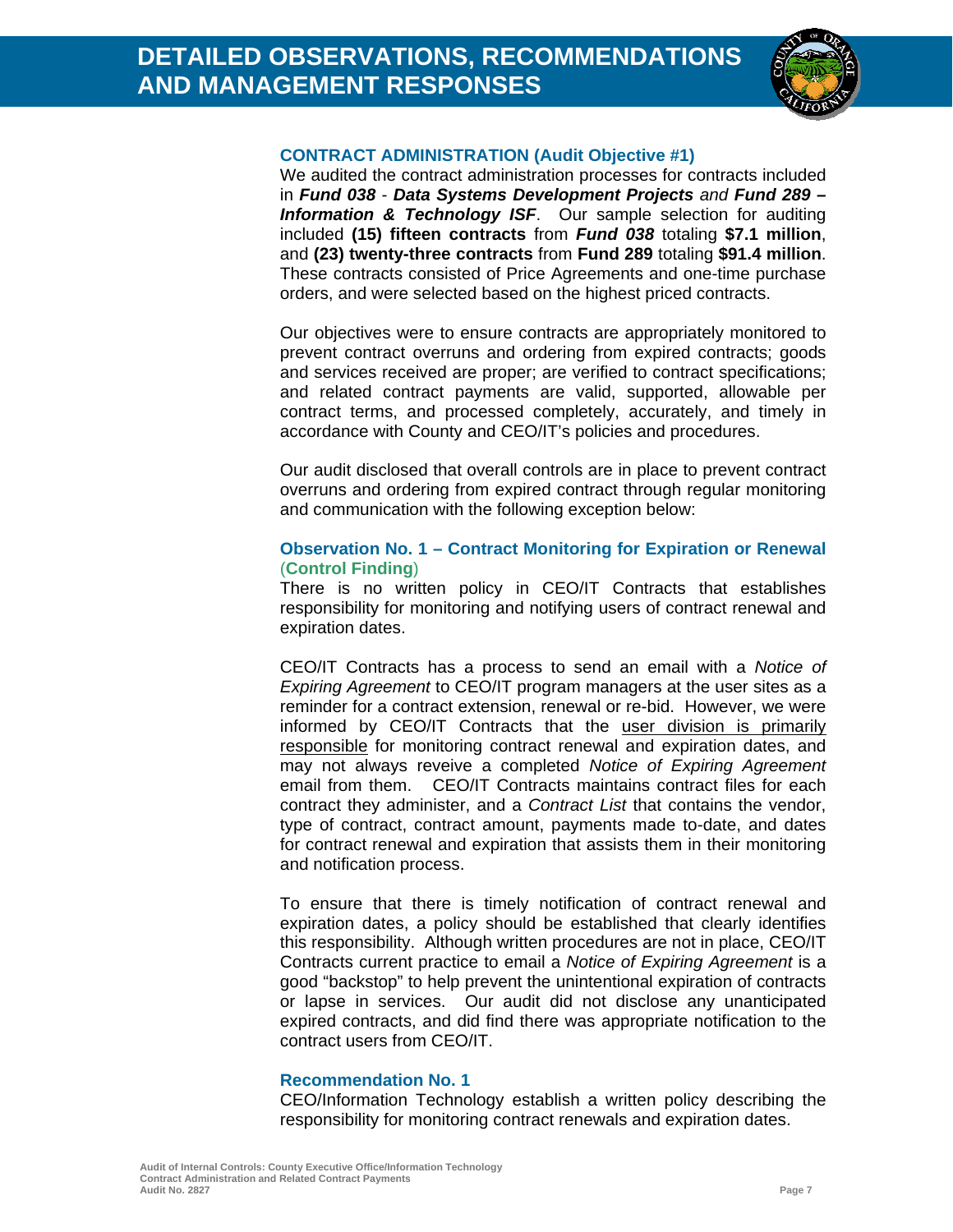# DETAILED OBSERVATIONS, RECOMMENDATIONS AND MANAGEMENT RESPONSES

### CONTRACT ADMINISTRATION (Audit Objective #1)

We audited the contract administration processes for contracts included in ***Fund 038*** - ***Data Systems Development Projects*** *and* ***Fund 289 – Information & Technology ISF***. Our sample selection for auditing included **(15) fifteen contracts** from ***Fund 038*** totaling **$7.1 million**, and **(23) twenty-three contracts** from **Fund 289** totaling **$91.4 million**. These contracts consisted of Price Agreements and one-time purchase orders, and were selected based on the highest priced contracts.

Our objectives were to ensure contracts are appropriately monitored to prevent contract overruns and ordering from expired contracts; goods and services received are proper; are verified to contract specifications; and related contract payments are valid, supported, allowable per contract terms, and processed completely, accurately, and timely in accordance with County and CEO/IT's policies and procedures.

Our audit disclosed that overall controls are in place to prevent contract overruns and ordering from expired contract through regular monitoring and communication with the following exception below:

### Observation No. 1 – Contract Monitoring for Expiration or Renewal (Control Finding)

There is no written policy in CEO/IT Contracts that establishes responsibility for monitoring and notifying users of contract renewal and expiration dates.

CEO/IT Contracts has a process to send an email with a *Notice of Expiring Agreement* to CEO/IT program managers at the user sites as a reminder for a contract extension, renewal or re-bid. However, we were informed by CEO/IT Contracts that the <u>user division is primarily responsible</u> for monitoring contract renewal and expiration dates, and may not always reveive a completed *Notice of Expiring Agreement* email from them. CEO/IT Contracts maintains contract files for each contract they administer, and a *Contract List* that contains the vendor, type of contract, contract amount, payments made to-date, and dates for contract renewal and expiration that assists them in their monitoring and notification process.

To ensure that there is timely notification of contract renewal and expiration dates, a policy should be established that clearly identifies this responsibility. Although written procedures are not in place, CEO/IT Contracts current practice to email a *Notice of Expiring Agreement* is a good "backstop" to help prevent the unintentional expiration of contracts or lapse in services. Our audit did not disclose any unanticipated expired contracts, and did find there was appropriate notification to the contract users from CEO/IT.

### Recommendation No. 1

CEO/Information Technology establish a written policy describing the responsibility for monitoring contract renewals and expiration dates.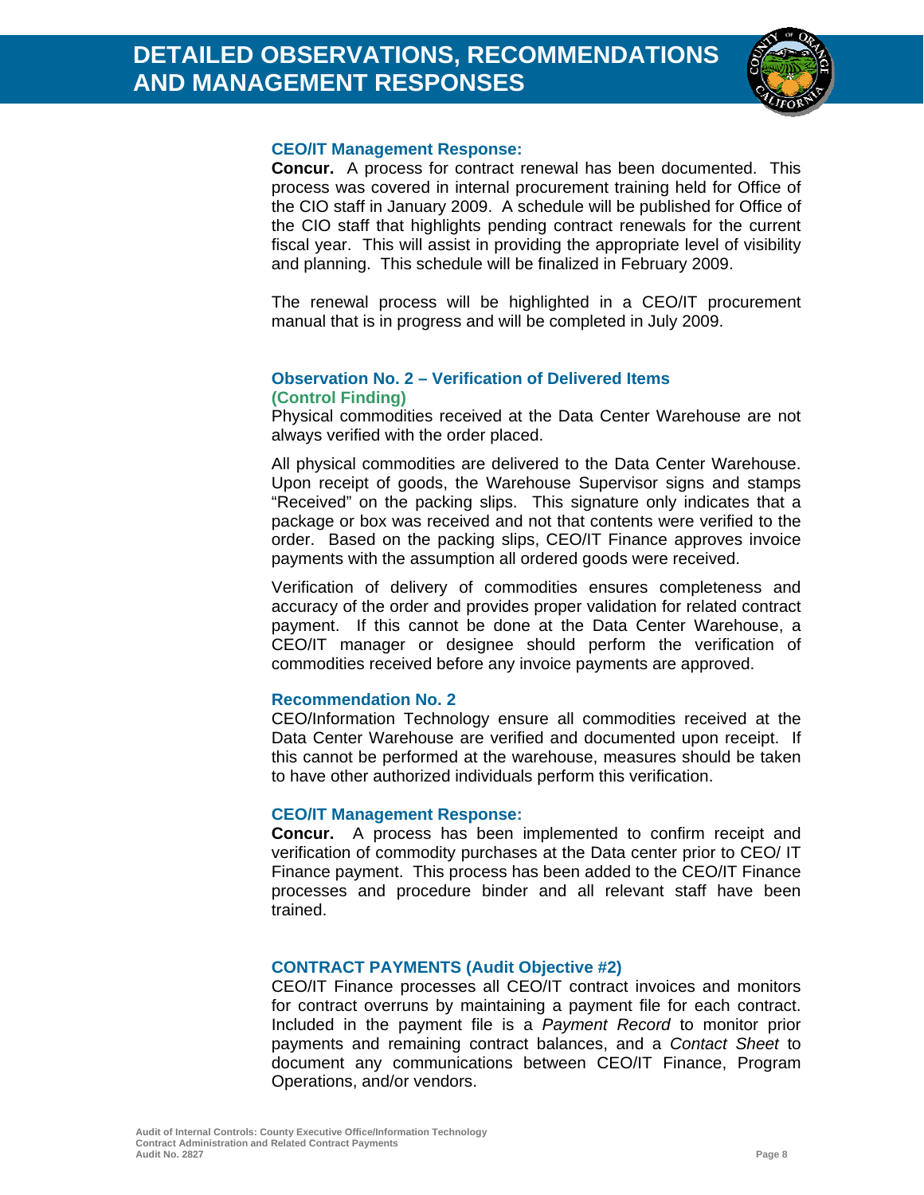**CEO/IT Management Response:**

**Concur.** A process for contract renewal has been documented. This process was covered in internal procurement training held for Office of the CIO staff in January 2009. A schedule will be published for Office of the CIO staff that highlights pending contract renewals for the current fiscal year. This will assist in providing the appropriate level of visibility and planning. This schedule will be finalized in February 2009.

The renewal process will be highlighted in a CEO/IT procurement manual that is in progress and will be completed in July 2009.

### Observation No. 2 – Verification of Delivered Items

**(Control Finding)**

Physical commodities received at the Data Center Warehouse are not always verified with the order placed.

All physical commodities are delivered to the Data Center Warehouse. Upon receipt of goods, the Warehouse Supervisor signs and stamps "Received" on the packing slips. This signature only indicates that a package or box was received and not that contents were verified to the order. Based on the packing slips, CEO/IT Finance approves invoice payments with the assumption all ordered goods were received.

Verification of delivery of commodities ensures completeness and accuracy of the order and provides proper validation for related contract payment. If this cannot be done at the Data Center Warehouse, a CEO/IT manager or designee should perform the verification of commodities received before any invoice payments are approved.

**Recommendation No. 2**

CEO/Information Technology ensure all commodities received at the Data Center Warehouse are verified and documented upon receipt. If this cannot be performed at the warehouse, measures should be taken to have other authorized individuals perform this verification.

**CEO/IT Management Response:**

**Concur.** A process has been implemented to confirm receipt and verification of commodity purchases at the Data center prior to CEO/ IT Finance payment. This process has been added to the CEO/IT Finance processes and procedure binder and all relevant staff have been trained.

### CONTRACT PAYMENTS (Audit Objective #2)

CEO/IT Finance processes all CEO/IT contract invoices and monitors for contract overruns by maintaining a payment file for each contract. Included in the payment file is a *Payment Record* to monitor prior payments and remaining contract balances, and a *Contact Sheet* to document any communications between CEO/IT Finance, Program Operations, and/or vendors.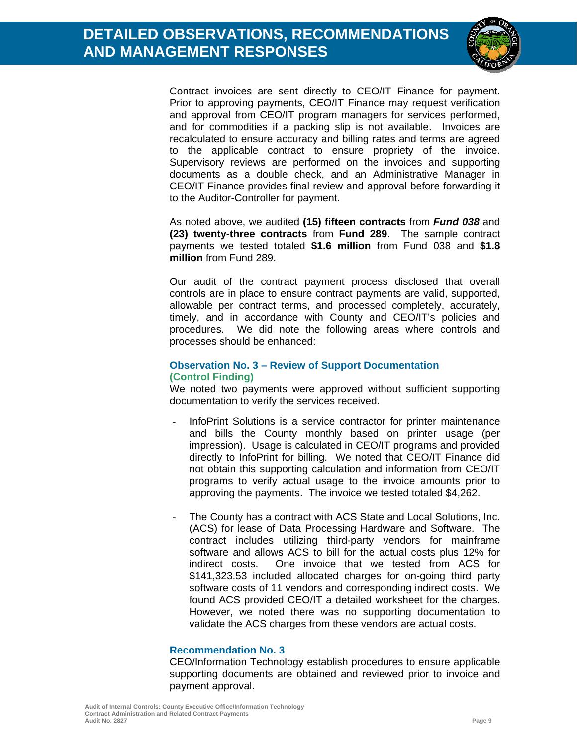Contract invoices are sent directly to CEO/IT Finance for payment. Prior to approving payments, CEO/IT Finance may request verification and approval from CEO/IT program managers for services performed, and for commodities if a packing slip is not available. Invoices are recalculated to ensure accuracy and billing rates and terms are agreed to the applicable contract to ensure propriety of the invoice. Supervisory reviews are performed on the invoices and supporting documents as a double check, and an Administrative Manager in CEO/IT Finance provides final review and approval before forwarding it to the Auditor-Controller for payment.

As noted above, we audited **(15) fifteen contracts** from ***Fund 038*** and **(23) twenty-three contracts** from **Fund 289**. The sample contract payments we tested totaled **$1.6 million** from Fund 038 and **$1.8 million** from Fund 289.

Our audit of the contract payment process disclosed that overall controls are in place to ensure contract payments are valid, supported, allowable per contract terms, and processed completely, accurately, timely, and in accordance with County and CEO/IT's policies and procedures. We did note the following areas where controls and processes should be enhanced:

### Observation No. 3 – Review of Support Documentation (Control Finding)

We noted two payments were approved without sufficient supporting documentation to verify the services received.

- InfoPrint Solutions is a service contractor for printer maintenance and bills the County monthly based on printer usage (per impression). Usage is calculated in CEO/IT programs and provided directly to InfoPrint for billing. We noted that CEO/IT Finance did not obtain this supporting calculation and information from CEO/IT programs to verify actual usage to the invoice amounts prior to approving the payments. The invoice we tested totaled $4,262.

- The County has a contract with ACS State and Local Solutions, Inc. (ACS) for lease of Data Processing Hardware and Software. The contract includes utilizing third-party vendors for mainframe software and allows ACS to bill for the actual costs plus 12% for indirect costs. One invoice that we tested from ACS for $141,323.53 included allocated charges for on-going third party software costs of 11 vendors and corresponding indirect costs. We found ACS provided CEO/IT a detailed worksheet for the charges. However, we noted there was no supporting documentation to validate the ACS charges from these vendors are actual costs.

### Recommendation No. 3

CEO/Information Technology establish procedures to ensure applicable supporting documents are obtained and reviewed prior to invoice and payment approval.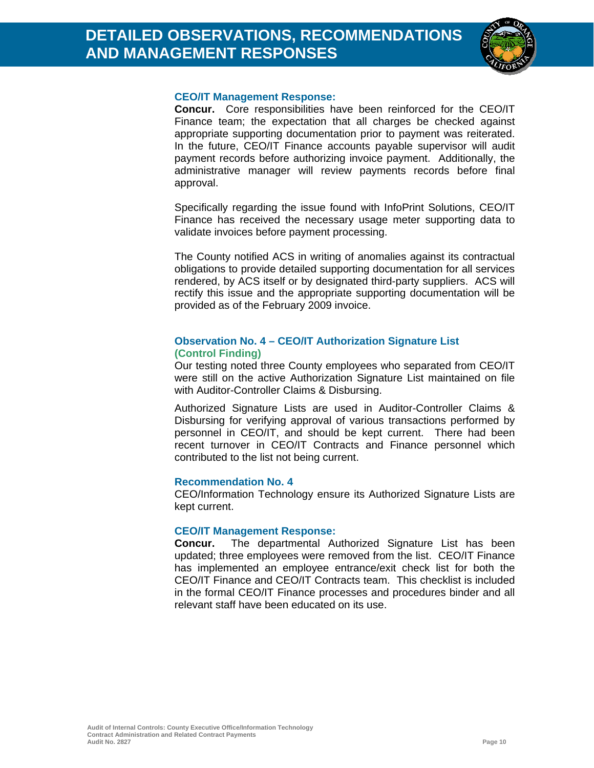# DETAILED OBSERVATIONS, RECOMMENDATIONS AND MANAGEMENT RESPONSES

### CEO/IT Management Response:

**Concur.** Core responsibilities have been reinforced for the CEO/IT Finance team; the expectation that all charges be checked against appropriate supporting documentation prior to payment was reiterated. In the future, CEO/IT Finance accounts payable supervisor will audit payment records before authorizing invoice payment. Additionally, the administrative manager will review payments records before final approval.

Specifically regarding the issue found with InfoPrint Solutions, CEO/IT Finance has received the necessary usage meter supporting data to validate invoices before payment processing.

The County notified ACS in writing of anomalies against its contractual obligations to provide detailed supporting documentation for all services rendered, by ACS itself or by designated third-party suppliers. ACS will rectify this issue and the appropriate supporting documentation will be provided as of the February 2009 invoice.

### Observation No. 4 – CEO/IT Authorization Signature List (Control Finding)

Our testing noted three County employees who separated from CEO/IT were still on the active Authorization Signature List maintained on file with Auditor-Controller Claims & Disbursing.

Authorized Signature Lists are used in Auditor-Controller Claims & Disbursing for verifying approval of various transactions performed by personnel in CEO/IT, and should be kept current. There had been recent turnover in CEO/IT Contracts and Finance personnel which contributed to the list not being current.

### Recommendation No. 4

CEO/Information Technology ensure its Authorized Signature Lists are kept current.

### CEO/IT Management Response:

**Concur.** The departmental Authorized Signature List has been updated; three employees were removed from the list. CEO/IT Finance has implemented an employee entrance/exit check list for both the CEO/IT Finance and CEO/IT Contracts team. This checklist is included in the formal CEO/IT Finance processes and procedures binder and all relevant staff have been educated on its use.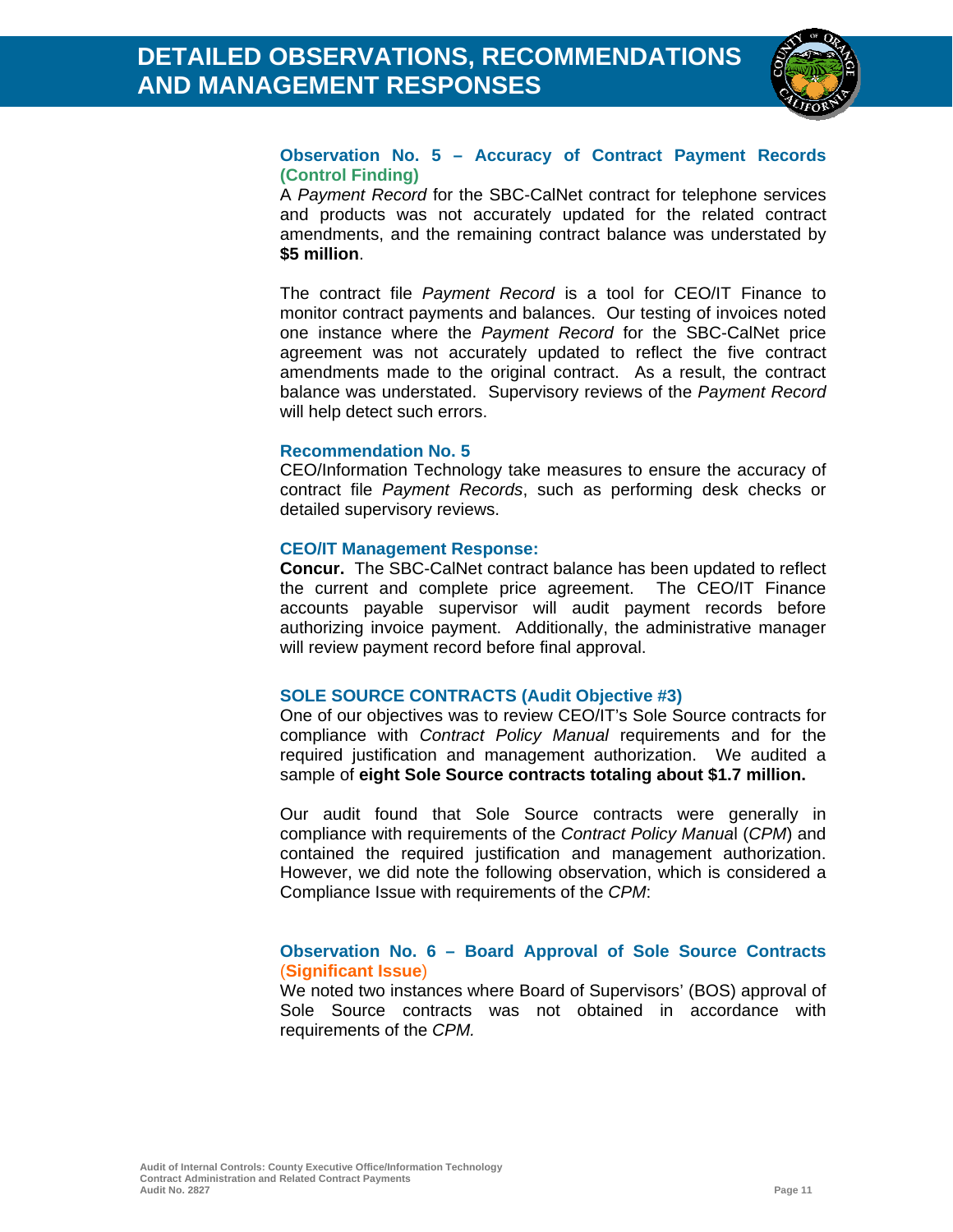# DETAILED OBSERVATIONS, RECOMMENDATIONS AND MANAGEMENT RESPONSES

### Observation No. 5 – Accuracy of Contract Payment Records (Control Finding)

A *Payment Record* for the SBC-CalNet contract for telephone services and products was not accurately updated for the related contract amendments, and the remaining contract balance was understated by **$5 million**.

The contract file *Payment Record* is a tool for CEO/IT Finance to monitor contract payments and balances. Our testing of invoices noted one instance where the *Payment Record* for the SBC-CalNet price agreement was not accurately updated to reflect the five contract amendments made to the original contract. As a result, the contract balance was understated. Supervisory reviews of the *Payment Record* will help detect such errors.

### Recommendation No. 5

CEO/Information Technology take measures to ensure the accuracy of contract file *Payment Records*, such as performing desk checks or detailed supervisory reviews.

### CEO/IT Management Response:

**Concur.** The SBC-CalNet contract balance has been updated to reflect the current and complete price agreement. The CEO/IT Finance accounts payable supervisor will audit payment records before authorizing invoice payment. Additionally, the administrative manager will review payment record before final approval.

### SOLE SOURCE CONTRACTS (Audit Objective #3)

One of our objectives was to review CEO/IT's Sole Source contracts for compliance with *Contract Policy Manual* requirements and for the required justification and management authorization. We audited a sample of **eight Sole Source contracts totaling about $1.7 million.**

Our audit found that Sole Source contracts were generally in compliance with requirements of the *Contract Policy Manual* (*CPM*) and contained the required justification and management authorization. However, we did note the following observation, which is considered a Compliance Issue with requirements of the *CPM*:

### Observation No. 6 – Board Approval of Sole Source Contracts (Significant Issue)

We noted two instances where Board of Supervisors' (BOS) approval of Sole Source contracts was not obtained in accordance with requirements of the *CPM.*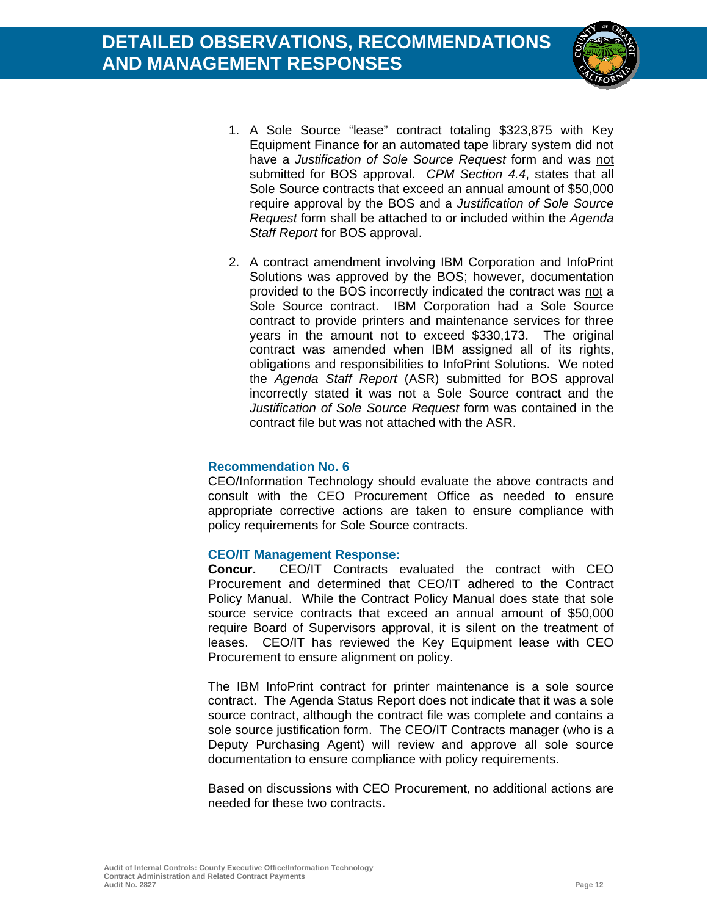# DETAILED OBSERVATIONS, RECOMMENDATIONS AND MANAGEMENT RESPONSES

1. A Sole Source "lease" contract totaling $323,875 with Key Equipment Finance for an automated tape library system did not have a *Justification of Sole Source Request* form and was not submitted for BOS approval. *CPM Section 4.4*, states that all Sole Source contracts that exceed an annual amount of $50,000 require approval by the BOS and a *Justification of Sole Source Request* form shall be attached to or included within the *Agenda Staff Report* for BOS approval.

2. A contract amendment involving IBM Corporation and InfoPrint Solutions was approved by the BOS; however, documentation provided to the BOS incorrectly indicated the contract was not a Sole Source contract. IBM Corporation had a Sole Source contract to provide printers and maintenance services for three years in the amount not to exceed $330,173. The original contract was amended when IBM assigned all of its rights, obligations and responsibilities to InfoPrint Solutions. We noted the *Agenda Staff Report* (ASR) submitted for BOS approval incorrectly stated it was not a Sole Source contract and the *Justification of Sole Source Request* form was contained in the contract file but was not attached with the ASR.

### Recommendation No. 6

CEO/Information Technology should evaluate the above contracts and consult with the CEO Procurement Office as needed to ensure appropriate corrective actions are taken to ensure compliance with policy requirements for Sole Source contracts.

### CEO/IT Management Response:

**Concur.** CEO/IT Contracts evaluated the contract with CEO Procurement and determined that CEO/IT adhered to the Contract Policy Manual. While the Contract Policy Manual does state that sole source service contracts that exceed an annual amount of $50,000 require Board of Supervisors approval, it is silent on the treatment of leases. CEO/IT has reviewed the Key Equipment lease with CEO Procurement to ensure alignment on policy.

The IBM InfoPrint contract for printer maintenance is a sole source contract. The Agenda Status Report does not indicate that it was a sole source contract, although the contract file was complete and contains a sole source justification form. The CEO/IT Contracts manager (who is a Deputy Purchasing Agent) will review and approve all sole source documentation to ensure compliance with policy requirements.

Based on discussions with CEO Procurement, no additional actions are needed for these two contracts.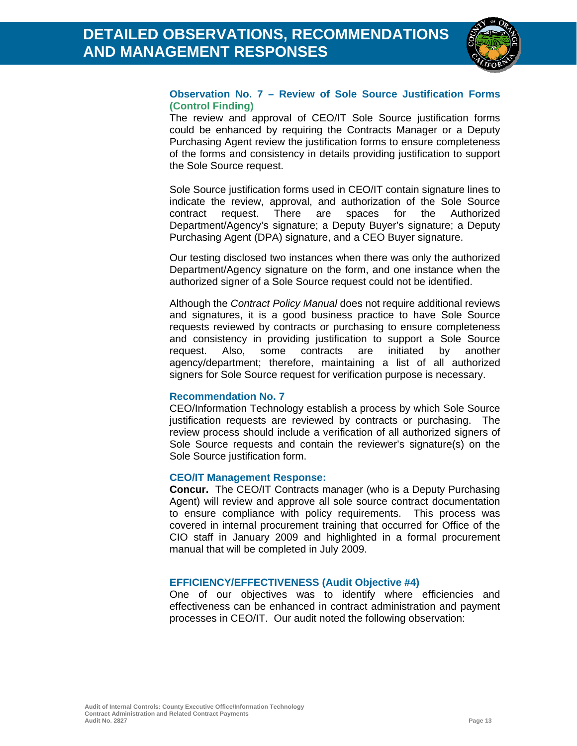# DETAILED OBSERVATIONS, RECOMMENDATIONS AND MANAGEMENT RESPONSES

### Observation No. 7 – Review of Sole Source Justification Forms (Control Finding)

The review and approval of CEO/IT Sole Source justification forms could be enhanced by requiring the Contracts Manager or a Deputy Purchasing Agent review the justification forms to ensure completeness of the forms and consistency in details providing justification to support the Sole Source request.

Sole Source justification forms used in CEO/IT contain signature lines to indicate the review, approval, and authorization of the Sole Source contract request. There are spaces for the Authorized Department/Agency's signature; a Deputy Buyer's signature; a Deputy Purchasing Agent (DPA) signature, and a CEO Buyer signature.

Our testing disclosed two instances when there was only the authorized Department/Agency signature on the form, and one instance when the authorized signer of a Sole Source request could not be identified.

Although the *Contract Policy Manual* does not require additional reviews and signatures, it is a good business practice to have Sole Source requests reviewed by contracts or purchasing to ensure completeness and consistency in providing justification to support a Sole Source request. Also, some contracts are initiated by another agency/department; therefore, maintaining a list of all authorized signers for Sole Source request for verification purpose is necessary.

### Recommendation No. 7

CEO/Information Technology establish a process by which Sole Source justification requests are reviewed by contracts or purchasing. The review process should include a verification of all authorized signers of Sole Source requests and contain the reviewer's signature(s) on the Sole Source justification form.

### CEO/IT Management Response:

**Concur.** The CEO/IT Contracts manager (who is a Deputy Purchasing Agent) will review and approve all sole source contract documentation to ensure compliance with policy requirements. This process was covered in internal procurement training that occurred for Office of the CIO staff in January 2009 and highlighted in a formal procurement manual that will be completed in July 2009.

### EFFICIENCY/EFFECTIVENESS (Audit Objective #4)

One of our objectives was to identify where efficiencies and effectiveness can be enhanced in contract administration and payment processes in CEO/IT. Our audit noted the following observation: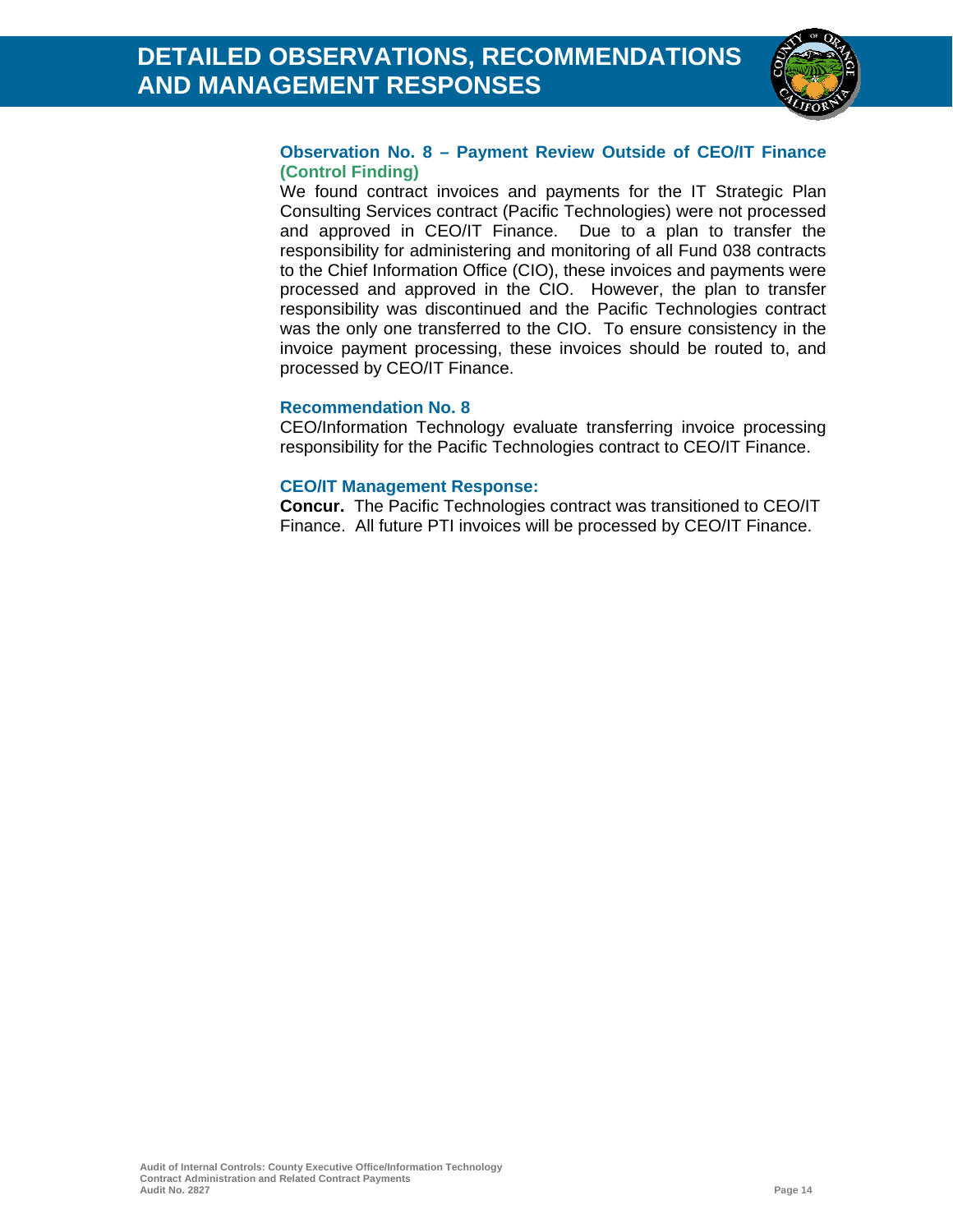# DETAILED OBSERVATIONS, RECOMMENDATIONS AND MANAGEMENT RESPONSES

### Observation No. 8 – Payment Review Outside of CEO/IT Finance (Control Finding)

We found contract invoices and payments for the IT Strategic Plan Consulting Services contract (Pacific Technologies) were not processed and approved in CEO/IT Finance. Due to a plan to transfer the responsibility for administering and monitoring of all Fund 038 contracts to the Chief Information Office (CIO), these invoices and payments were processed and approved in the CIO. However, the plan to transfer responsibility was discontinued and the Pacific Technologies contract was the only one transferred to the CIO. To ensure consistency in the invoice payment processing, these invoices should be routed to, and processed by CEO/IT Finance.

### Recommendation No. 8

CEO/Information Technology evaluate transferring invoice processing responsibility for the Pacific Technologies contract to CEO/IT Finance.

### CEO/IT Management Response:

**Concur.** The Pacific Technologies contract was transitioned to CEO/IT Finance. All future PTI invoices will be processed by CEO/IT Finance.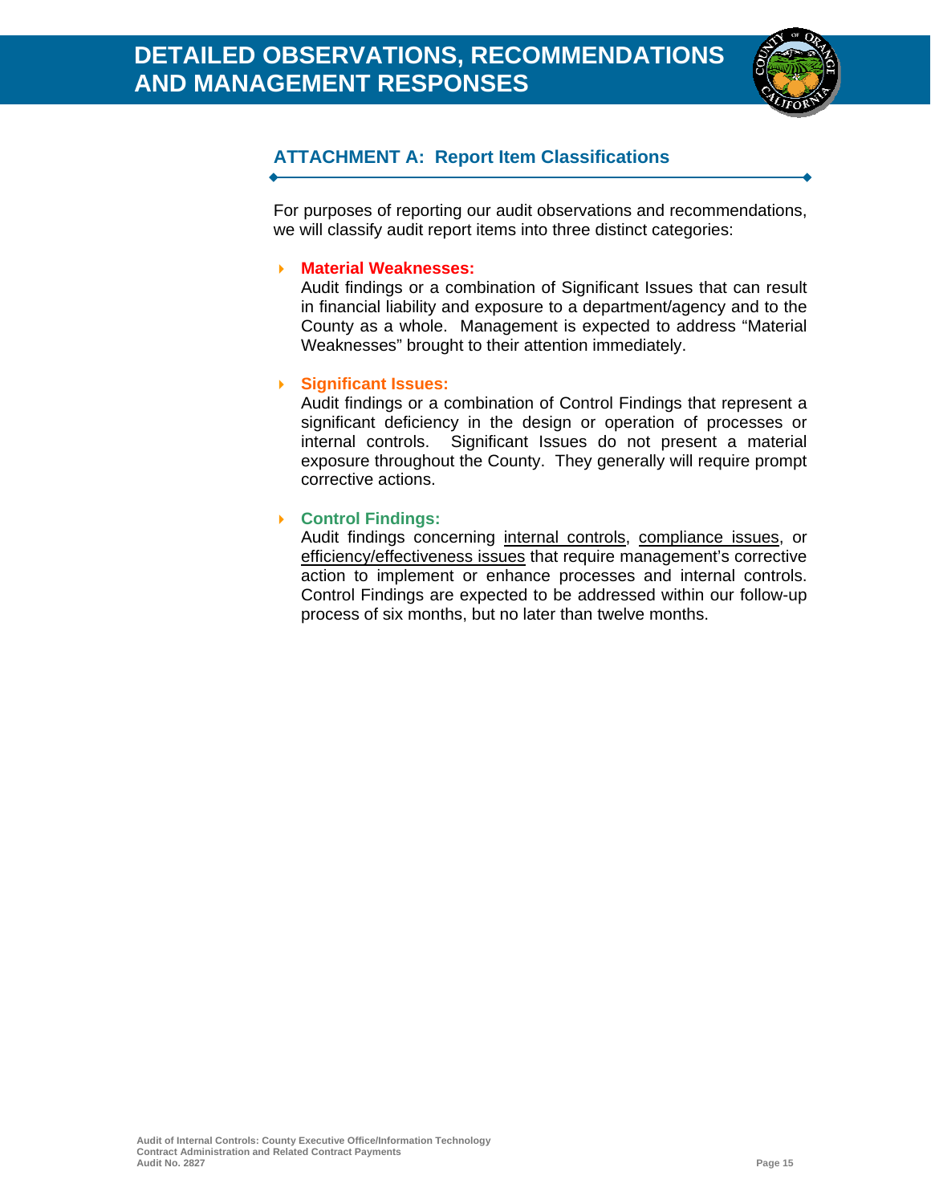# DETAILED OBSERVATIONS, RECOMMENDATIONS AND MANAGEMENT RESPONSES

## ATTACHMENT A: Report Item Classifications

For purposes of reporting our audit observations and recommendations, we will classify audit report items into three distinct categories:

- **Material Weaknesses:**
  Audit findings or a combination of Significant Issues that can result in financial liability and exposure to a department/agency and to the County as a whole. Management is expected to address "Material Weaknesses" brought to their attention immediately.

- **Significant Issues:**
  Audit findings or a combination of Control Findings that represent a significant deficiency in the design or operation of processes or internal controls. Significant Issues do not present a material exposure throughout the County. They generally will require prompt corrective actions.

- **Control Findings:**
  Audit findings concerning internal controls, compliance issues, or efficiency/effectiveness issues that require management's corrective action to implement or enhance processes and internal controls. Control Findings are expected to be addressed within our follow-up process of six months, but no later than twelve months.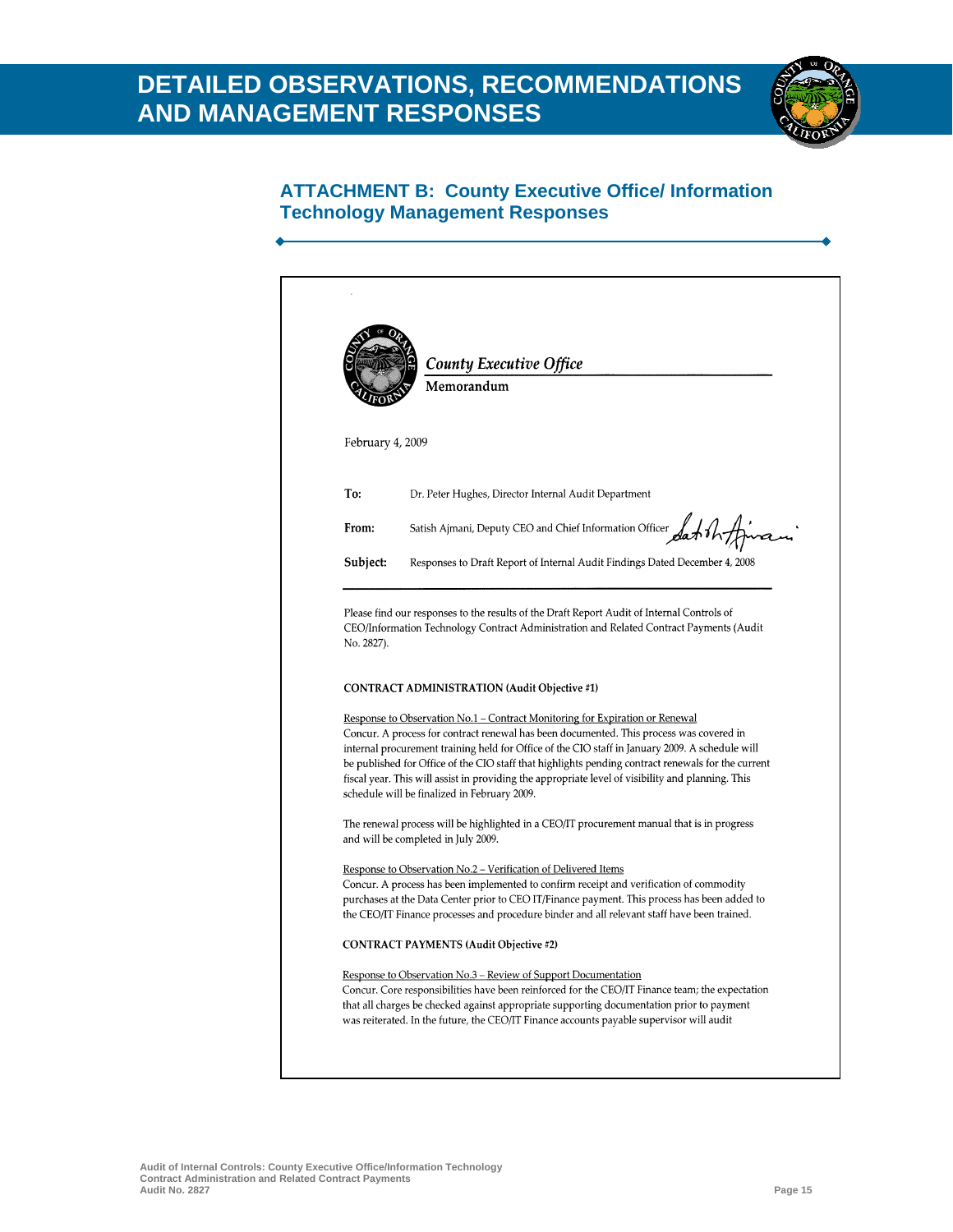# DETAILED OBSERVATIONS, RECOMMENDATIONS AND MANAGEMENT RESPONSES

## ATTACHMENT B: County Executive Office/ Information Technology Management Responses

*County Executive Office*
Memorandum

February 4, 2009

**To:** Dr. Peter Hughes, Director Internal Audit Department

**From:** Satish Ajmani, Deputy CEO and Chief Information Officer

**Subject:** Responses to Draft Report of Internal Audit Findings Dated December 4, 2008

Please find our responses to the results of the Draft Report Audit of Internal Controls of CEO/Information Technology Contract Administration and Related Contract Payments (Audit No. 2827).

**CONTRACT ADMINISTRATION (Audit Objective #1)**

Response to Observation No.1 – Contract Monitoring for Expiration or Renewal
Concur. A process for contract renewal has been documented. This process was covered in internal procurement training held for Office of the CIO staff in January 2009. A schedule will be published for Office of the CIO staff that highlights pending contract renewals for the current fiscal year. This will assist in providing the appropriate level of visibility and planning. This schedule will be finalized in February 2009.

The renewal process will be highlighted in a CEO/IT procurement manual that is in progress and will be completed in July 2009.

Response to Observation No.2 – Verification of Delivered Items
Concur. A process has been implemented to confirm receipt and verification of commodity purchases at the Data Center prior to CEO IT/Finance payment. This process has been added to the CEO/IT Finance processes and procedure binder and all relevant staff have been trained.

**CONTRACT PAYMENTS (Audit Objective #2)**

Response to Observation No.3 – Review of Support Documentation
Concur. Core responsibilities have been reinforced for the CEO/IT Finance team; the expectation that all charges be checked against appropriate supporting documentation prior to payment was reiterated. In the future, the CEO/IT Finance accounts payable supervisor will audit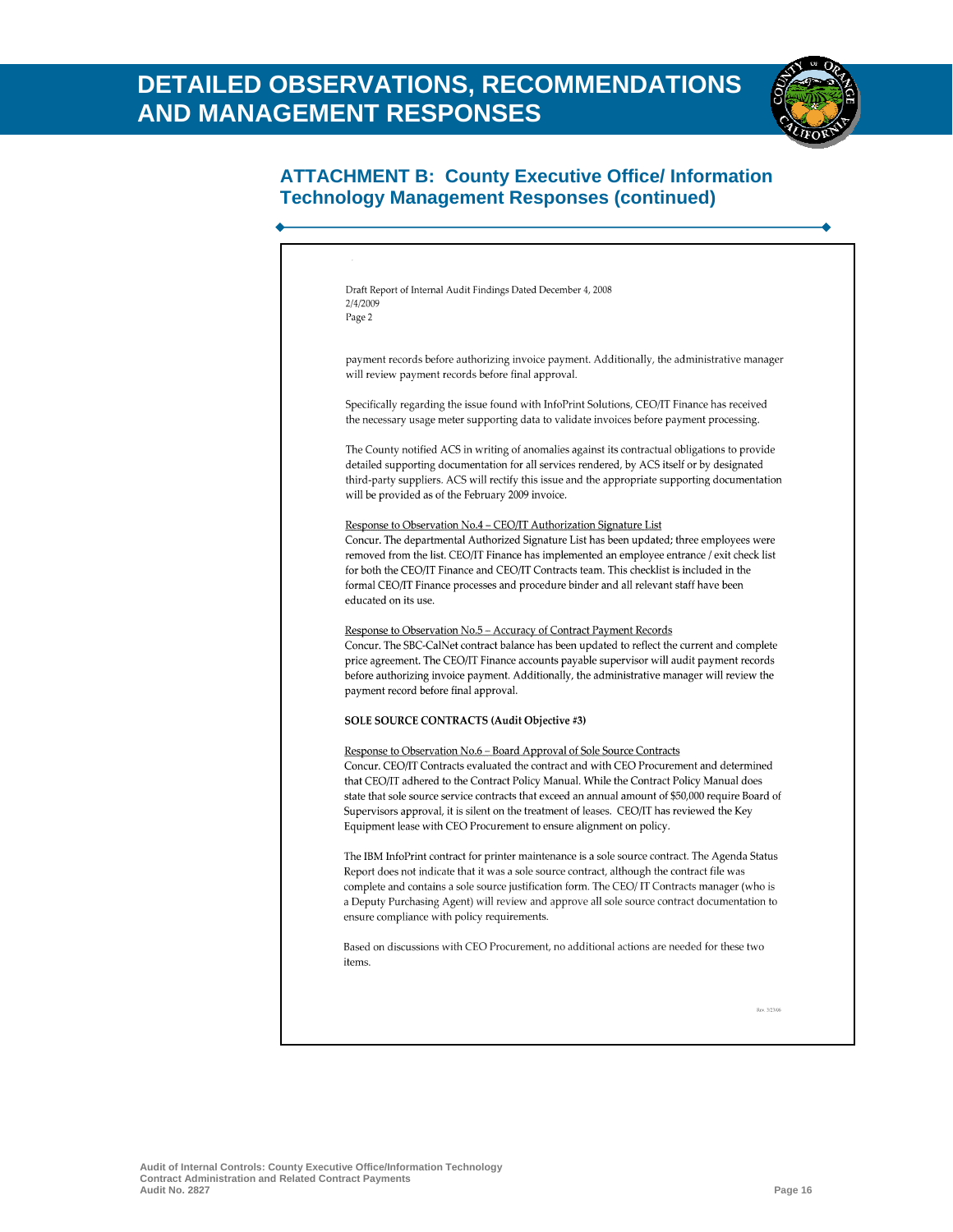# DETAILED OBSERVATIONS, RECOMMENDATIONS AND MANAGEMENT RESPONSES

## ATTACHMENT B: County Executive Office/ Information Technology Management Responses (continued)

Draft Report of Internal Audit Findings Dated December 4, 2008
2/4/2009
Page 2

payment records before authorizing invoice payment. Additionally, the administrative manager will review payment records before final approval.

Specifically regarding the issue found with InfoPrint Solutions, CEO/IT Finance has received the necessary usage meter supporting data to validate invoices before payment processing.

The County notified ACS in writing of anomalies against its contractual obligations to provide detailed supporting documentation for all services rendered, by ACS itself or by designated third-party suppliers. ACS will rectify this issue and the appropriate supporting documentation will be provided as of the February 2009 invoice.

Response to Observation No.4 – CEO/IT Authorization Signature List

Concur. The departmental Authorized Signature List has been updated; three employees were removed from the list. CEO/IT Finance has implemented an employee entrance / exit check list for both the CEO/IT Finance and CEO/IT Contracts team. This checklist is included in the formal CEO/IT Finance processes and procedure binder and all relevant staff have been educated on its use.

Response to Observation No.5 – Accuracy of Contract Payment Records

Concur. The SBC-CalNet contract balance has been updated to reflect the current and complete price agreement. The CEO/IT Finance accounts payable supervisor will audit payment records before authorizing invoice payment. Additionally, the administrative manager will review the payment record before final approval.

**SOLE SOURCE CONTRACTS (Audit Objective #3)**

Response to Observation No.6 – Board Approval of Sole Source Contracts

Concur. CEO/IT Contracts evaluated the contract and with CEO Procurement and determined that CEO/IT adhered to the Contract Policy Manual. While the Contract Policy Manual does state that sole source service contracts that exceed an annual amount of $50,000 require Board of Supervisors approval, it is silent on the treatment of leases. CEO/IT has reviewed the Key Equipment lease with CEO Procurement to ensure alignment on policy.

The IBM InfoPrint contract for printer maintenance is a sole source contract. The Agenda Status Report does not indicate that it was a sole source contract, although the contract file was complete and contains a sole source justification form. The CEO/ IT Contracts manager (who is a Deputy Purchasing Agent) will review and approve all sole source contract documentation to ensure compliance with policy requirements.

Based on discussions with CEO Procurement, no additional actions are needed for these two items.

Rev. 3/23/06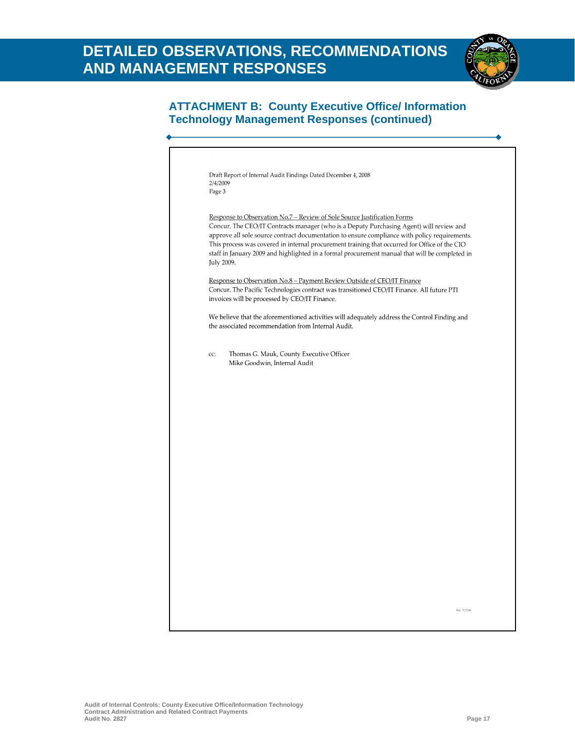# DETAILED OBSERVATIONS, RECOMMENDATIONS AND MANAGEMENT RESPONSES

## ATTACHMENT B: County Executive Office/ Information Technology Management Responses (continued)

Draft Report of Internal Audit Findings Dated December 4, 2008
2/4/2009
Page 3

Response to Observation No.7 – Review of Sole Source Justification Forms
Concur. The CEO/IT Contracts manager (who is a Deputy Purchasing Agent) will review and approve all sole source contract documentation to ensure compliance with policy requirements. This process was covered in internal procurement training that occurred for Office of the CIO staff in January 2009 and highlighted in a formal procurement manual that will be completed in July 2009.

Response to Observation No.8 – Payment Review Outside of CEO/IT Finance
Concur. The Pacific Technologies contract was transitioned CEO/IT Finance. All future PTI invoices will be processed by CEO/IT Finance.

We believe that the aforementioned activities will adequately address the Control Finding and the associated recommendation from Internal Audit.

cc: Thomas G. Mauk, County Executive Officer
Mike Goodwin, Internal Audit

Rev. 3/23/06